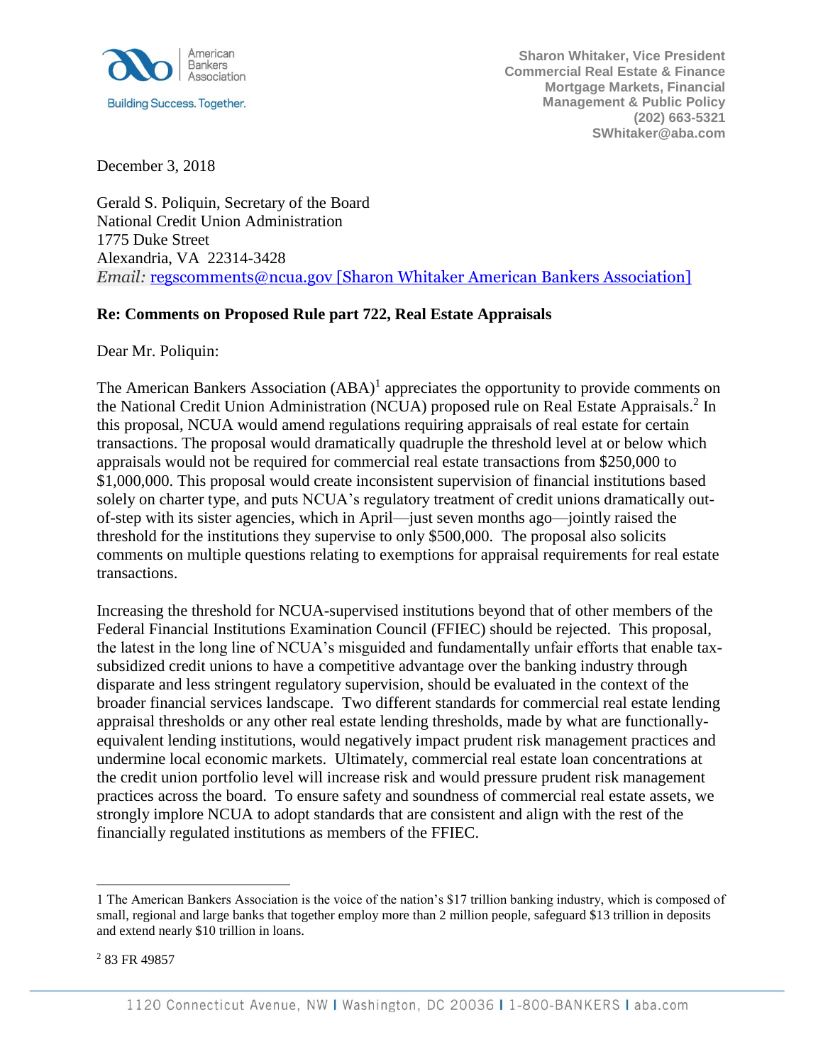American Bankers Association

Building Success. Together.

**Sharon Whitaker, Vice President**
**Commercial Real Estate & Finance**
**Mortgage Markets, Financial**
**Management & Public Policy**
**(202) 663-5321**
**SWhitaker@aba.com**

December 3, 2018

Gerald S. Poliquin, Secretary of the Board
National Credit Union Administration
1775 Duke Street
Alexandria, VA 22314-3428
*Email:* regscomments@ncua.gov [Sharon Whitaker American Bankers Association]

**Re: Comments on Proposed Rule part 722, Real Estate Appraisals**

Dear Mr. Poliquin:

The American Bankers Association (ABA)[1] appreciates the opportunity to provide comments on the National Credit Union Administration (NCUA) proposed rule on Real Estate Appraisals.[2] In this proposal, NCUA would amend regulations requiring appraisals of real estate for certain transactions. The proposal would dramatically quadruple the threshold level at or below which appraisals would not be required for commercial real estate transactions from $250,000 to $1,000,000. This proposal would create inconsistent supervision of financial institutions based solely on charter type, and puts NCUA's regulatory treatment of credit unions dramatically out-of-step with its sister agencies, which in April—just seven months ago—jointly raised the threshold for the institutions they supervise to only $500,000. The proposal also solicits comments on multiple questions relating to exemptions for appraisal requirements for real estate transactions.

Increasing the threshold for NCUA-supervised institutions beyond that of other members of the Federal Financial Institutions Examination Council (FFIEC) should be rejected. This proposal, the latest in the long line of NCUA's misguided and fundamentally unfair efforts that enable tax-subsidized credit unions to have a competitive advantage over the banking industry through disparate and less stringent regulatory supervision, should be evaluated in the context of the broader financial services landscape. Two different standards for commercial real estate lending appraisal thresholds or any other real estate lending thresholds, made by what are functionally-equivalent lending institutions, would negatively impact prudent risk management practices and undermine local economic markets. Ultimately, commercial real estate loan concentrations at the credit union portfolio level will increase risk and would pressure prudent risk management practices across the board. To ensure safety and soundness of commercial real estate assets, we strongly implore NCUA to adopt standards that are consistent and align with the rest of the financially regulated institutions as members of the FFIEC.

---

1 The American Bankers Association is the voice of the nation's $17 trillion banking industry, which is composed of small, regional and large banks that together employ more than 2 million people, safeguard $13 trillion in deposits and extend nearly $10 trillion in loans.

2 83 FR 49857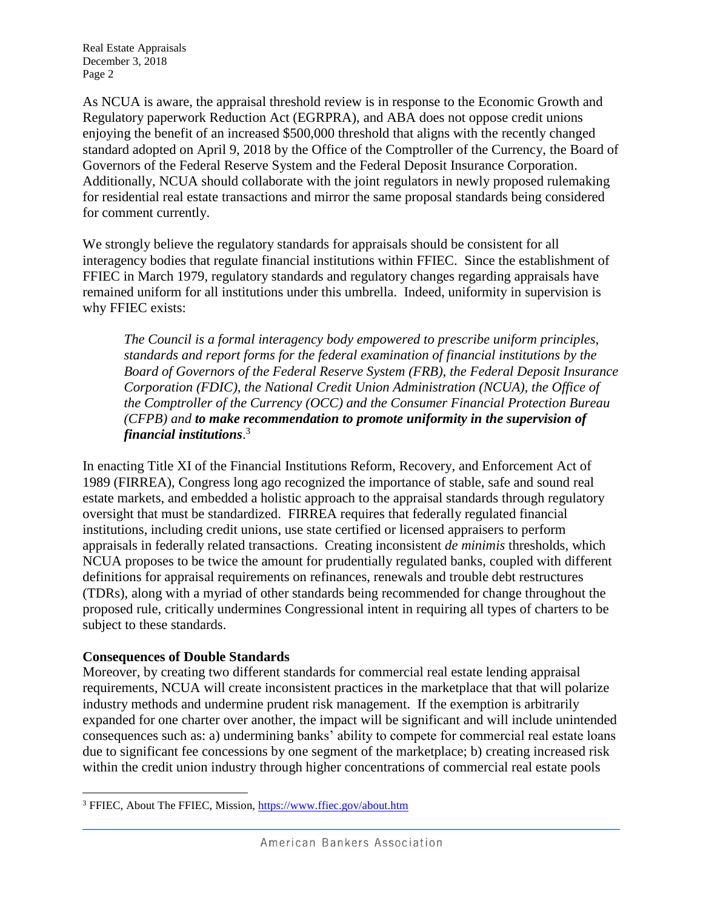As NCUA is aware, the appraisal threshold review is in response to the Economic Growth and Regulatory paperwork Reduction Act (EGRPRA), and ABA does not oppose credit unions enjoying the benefit of an increased $500,000 threshold that aligns with the recently changed standard adopted on April 9, 2018 by the Office of the Comptroller of the Currency, the Board of Governors of the Federal Reserve System and the Federal Deposit Insurance Corporation. Additionally, NCUA should collaborate with the joint regulators in newly proposed rulemaking for residential real estate transactions and mirror the same proposal standards being considered for comment currently.

We strongly believe the regulatory standards for appraisals should be consistent for all interagency bodies that regulate financial institutions within FFIEC. Since the establishment of FFIEC in March 1979, regulatory standards and regulatory changes regarding appraisals have remained uniform for all institutions under this umbrella. Indeed, uniformity in supervision is why FFIEC exists:

> *The Council is a formal interagency body empowered to prescribe uniform principles, standards and report forms for the federal examination of financial institutions by the Board of Governors of the Federal Reserve System (FRB), the Federal Deposit Insurance Corporation (FDIC), the National Credit Union Administration (NCUA), the Office of the Comptroller of the Currency (OCC) and the Consumer Financial Protection Bureau (CFPB) and* ***to make recommendation to promote uniformity in the supervision of financial institutions***.[3]

In enacting Title XI of the Financial Institutions Reform, Recovery, and Enforcement Act of 1989 (FIRREA), Congress long ago recognized the importance of stable, safe and sound real estate markets, and embedded a holistic approach to the appraisal standards through regulatory oversight that must be standardized. FIRREA requires that federally regulated financial institutions, including credit unions, use state certified or licensed appraisers to perform appraisals in federally related transactions. Creating inconsistent *de minimis* thresholds, which NCUA proposes to be twice the amount for prudentially regulated banks, coupled with different definitions for appraisal requirements on refinances, renewals and trouble debt restructures (TDRs), along with a myriad of other standards being recommended for change throughout the proposed rule, critically undermines Congressional intent in requiring all types of charters to be subject to these standards.

**Consequences of Double Standards**

Moreover, by creating two different standards for commercial real estate lending appraisal requirements, NCUA will create inconsistent practices in the marketplace that that will polarize industry methods and undermine prudent risk management. If the exemption is arbitrarily expanded for one charter over another, the impact will be significant and will include unintended consequences such as: a) undermining banks' ability to compete for commercial real estate loans due to significant fee concessions by one segment of the marketplace; b) creating increased risk within the credit union industry through higher concentrations of commercial real estate pools

---

[3] FFIEC, About The FFIEC, Mission, https://www.ffiec.gov/about.htm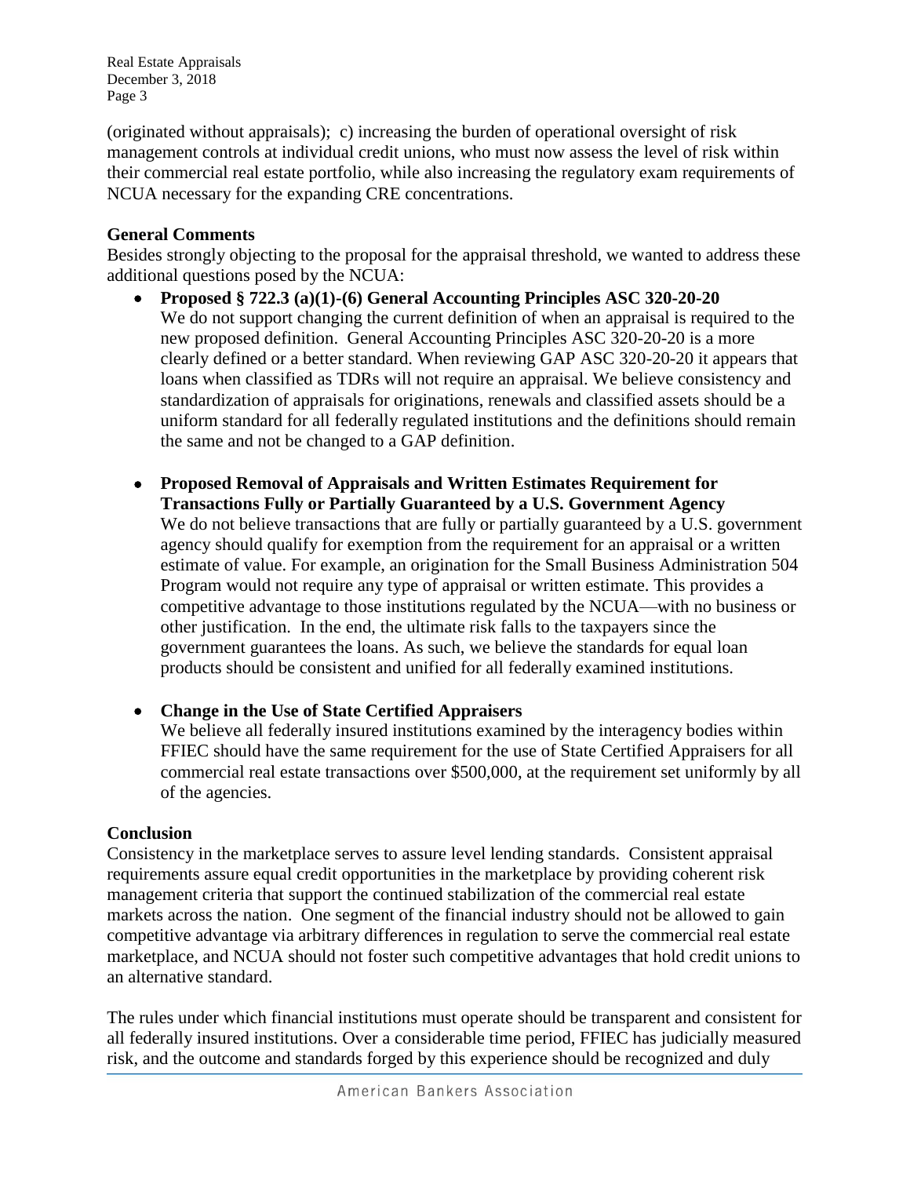(originated without appraisals); c) increasing the burden of operational oversight of risk management controls at individual credit unions, who must now assess the level of risk within their commercial real estate portfolio, while also increasing the regulatory exam requirements of NCUA necessary for the expanding CRE concentrations.

**General Comments**

Besides strongly objecting to the proposal for the appraisal threshold, we wanted to address these additional questions posed by the NCUA:

- **Proposed § 722.3 (a)(1)-(6) General Accounting Principles ASC 320-20-20**
  We do not support changing the current definition of when an appraisal is required to the new proposed definition. General Accounting Principles ASC 320-20-20 is a more clearly defined or a better standard. When reviewing GAP ASC 320-20-20 it appears that loans when classified as TDRs will not require an appraisal. We believe consistency and standardization of appraisals for originations, renewals and classified assets should be a uniform standard for all federally regulated institutions and the definitions should remain the same and not be changed to a GAP definition.

- **Proposed Removal of Appraisals and Written Estimates Requirement for Transactions Fully or Partially Guaranteed by a U.S. Government Agency**
  We do not believe transactions that are fully or partially guaranteed by a U.S. government agency should qualify for exemption from the requirement for an appraisal or a written estimate of value. For example, an origination for the Small Business Administration 504 Program would not require any type of appraisal or written estimate. This provides a competitive advantage to those institutions regulated by the NCUA—with no business or other justification. In the end, the ultimate risk falls to the taxpayers since the government guarantees the loans. As such, we believe the standards for equal loan products should be consistent and unified for all federally examined institutions.

- **Change in the Use of State Certified Appraisers**
  We believe all federally insured institutions examined by the interagency bodies within FFIEC should have the same requirement for the use of State Certified Appraisers for all commercial real estate transactions over $500,000, at the requirement set uniformly by all of the agencies.

**Conclusion**

Consistency in the marketplace serves to assure level lending standards. Consistent appraisal requirements assure equal credit opportunities in the marketplace by providing coherent risk management criteria that support the continued stabilization of the commercial real estate markets across the nation. One segment of the financial industry should not be allowed to gain competitive advantage via arbitrary differences in regulation to serve the commercial real estate marketplace, and NCUA should not foster such competitive advantages that hold credit unions to an alternative standard.

The rules under which financial institutions must operate should be transparent and consistent for all federally insured institutions. Over a considerable time period, FFIEC has judicially measured risk, and the outcome and standards forged by this experience should be recognized and duly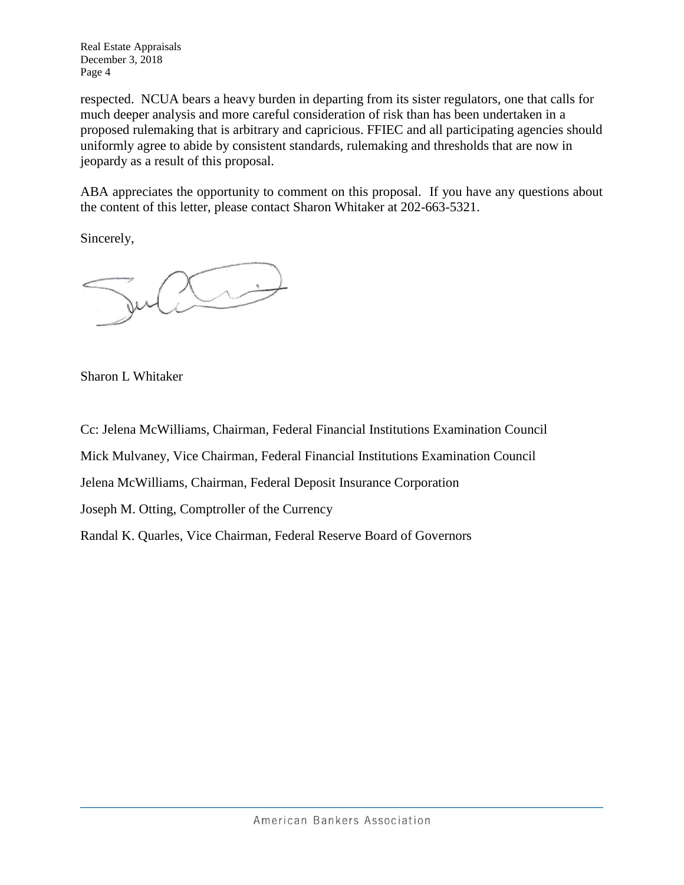respected. NCUA bears a heavy burden in departing from its sister regulators, one that calls for much deeper analysis and more careful consideration of risk than has been undertaken in a proposed rulemaking that is arbitrary and capricious. FFIEC and all participating agencies should uniformly agree to abide by consistent standards, rulemaking and thresholds that are now in jeopardy as a result of this proposal.

ABA appreciates the opportunity to comment on this proposal. If you have any questions about the content of this letter, please contact Sharon Whitaker at 202-663-5321.

Sincerely,

Sharon L Whitaker

Cc: Jelena McWilliams, Chairman, Federal Financial Institutions Examination Council

Mick Mulvaney, Vice Chairman, Federal Financial Institutions Examination Council

Jelena McWilliams, Chairman, Federal Deposit Insurance Corporation

Joseph M. Otting, Comptroller of the Currency

Randal K. Quarles, Vice Chairman, Federal Reserve Board of Governors